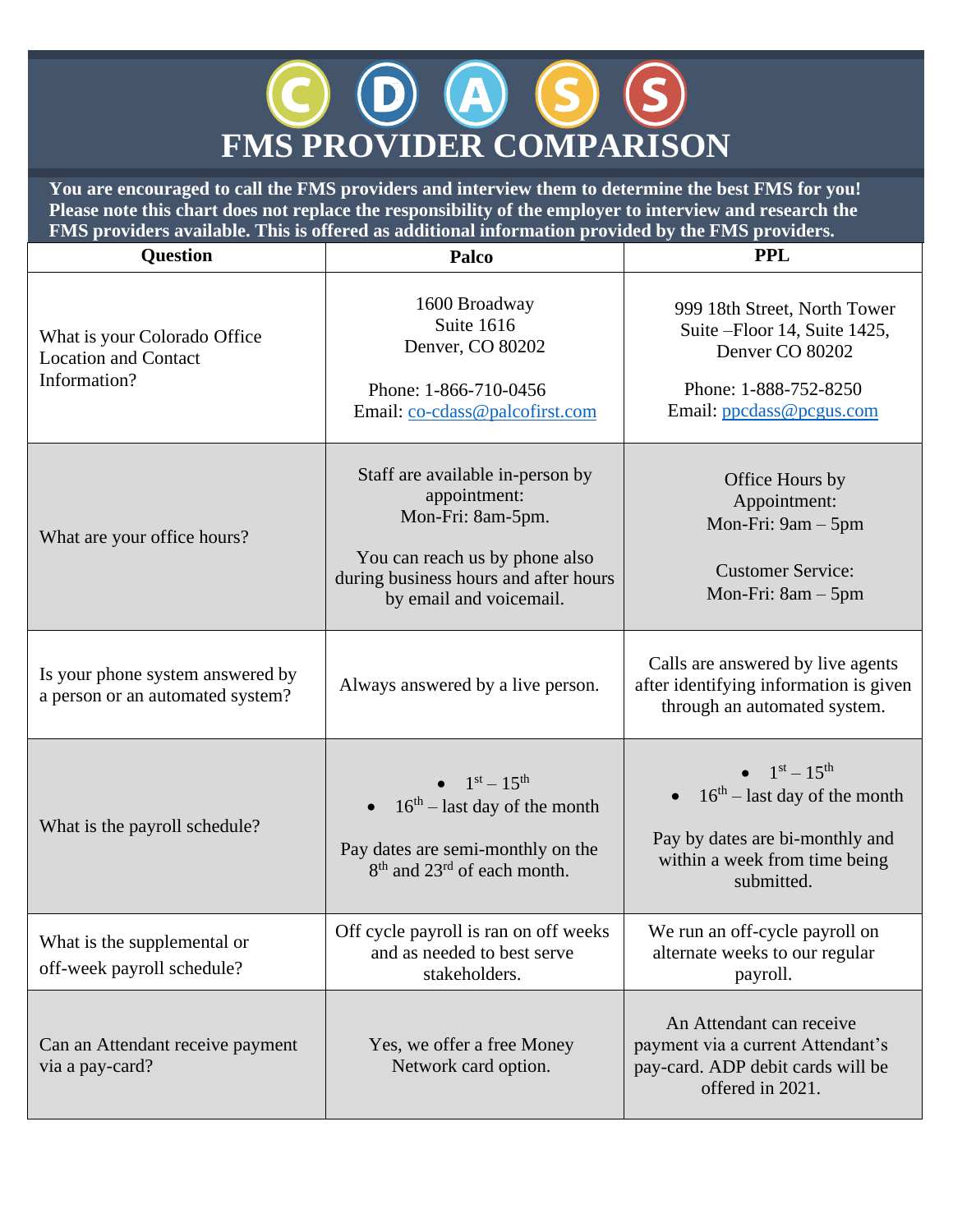# CDASS

# FMS PROVIDER COMPARISON

**You are encouraged to call the FMS providers and interview them to determine the best FMS for you! Please note this chart does not replace the responsibility of the employer to interview and research the FMS providers available. This is offered as additional information provided by the FMS providers.**

| Question | Palco | PPL |
|---|---|---|
| What is your Colorado Office Location and Contact Information? | 1600 Broadway<br>Suite 1616<br>Denver, CO 80202<br><br>Phone: 1-866-710-0456<br>Email: co-cdass@palcofirst.com | 999 18th Street, North Tower<br>Suite –Floor 14, Suite 1425,<br>Denver CO 80202<br><br>Phone: 1-888-752-8250<br>Email: ppcdass@pcgus.com |
| What are your office hours? | Staff are available in-person by appointment:<br>Mon-Fri: 8am-5pm.<br><br>You can reach us by phone also during business hours and after hours by email and voicemail. | Office Hours by Appointment:<br>Mon-Fri: 9am – 5pm<br><br>Customer Service:<br>Mon-Fri: 8am – 5pm |
| Is your phone system answered by a person or an automated system? | Always answered by a live person. | Calls are answered by live agents after identifying information is given through an automated system. |
| What is the payroll schedule? | • 1st – 15th<br>• 16th – last day of the month<br><br>Pay dates are semi-monthly on the 8th and 23rd of each month. | • 1st – 15th<br>• 16th – last day of the month<br><br>Pay by dates are bi-monthly and within a week from time being submitted. |
| What is the supplemental or off-week payroll schedule? | Off cycle payroll is ran on off weeks and as needed to best serve stakeholders. | We run an off-cycle payroll on alternate weeks to our regular payroll. |
| Can an Attendant receive payment via a pay-card? | Yes, we offer a free Money Network card option. | An Attendant can receive payment via a current Attendant's pay-card. ADP debit cards will be offered in 2021. |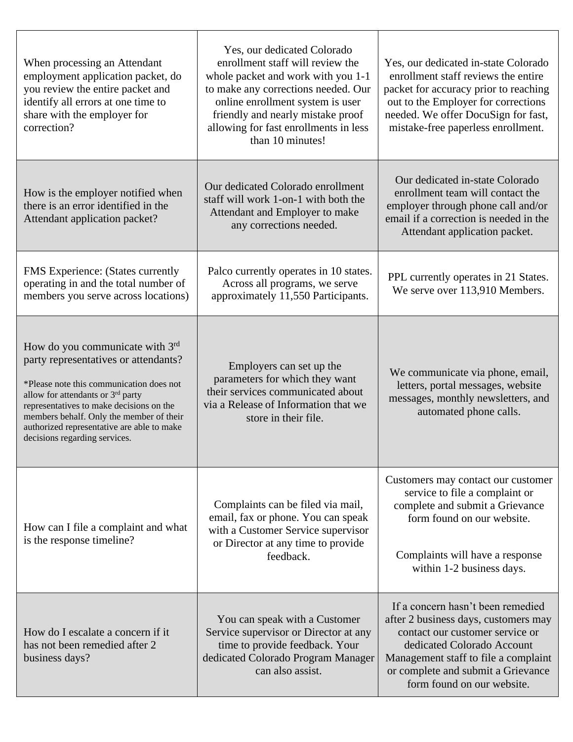| | | |
|---|---|---|
| When processing an Attendant employment application packet, do you review the entire packet and identify all errors at one time to share with the employer for correction? | Yes, our dedicated Colorado enrollment staff will review the whole packet and work with you 1-1 to make any corrections needed. Our online enrollment system is user friendly and nearly mistake proof allowing for fast enrollments in less than 10 minutes! | Yes, our dedicated in-state Colorado enrollment staff reviews the entire packet for accuracy prior to reaching out to the Employer for corrections needed. We offer DocuSign for fast, mistake-free paperless enrollment. |
| How is the employer notified when there is an error identified in the Attendant application packet? | Our dedicated Colorado enrollment staff will work 1-on-1 with both the Attendant and Employer to make any corrections needed. | Our dedicated in-state Colorado enrollment team will contact the employer through phone call and/or email if a correction is needed in the Attendant application packet. |
| FMS Experience: (States currently operating in and the total number of members you serve across locations) | Palco currently operates in 10 states. Across all programs, we serve approximately 11,550 Participants. | PPL currently operates in 21 States. We serve over 113,910 Members. |
| How do you communicate with 3rd party representatives or attendants? *Please note this communication does not allow for attendants or 3rd party representatives to make decisions on the members behalf. Only the member of their authorized representative are able to make decisions regarding services. | Employers can set up the parameters for which they want their services communicated about via a Release of Information that we store in their file. | We communicate via phone, email, letters, portal messages, website messages, monthly newsletters, and automated phone calls. |
| How can I file a complaint and what is the response timeline? | Complaints can be filed via mail, email, fax or phone. You can speak with a Customer Service supervisor or Director at any time to provide feedback. | Customers may contact our customer service to file a complaint or complete and submit a Grievance form found on our website. Complaints will have a response within 1-2 business days. |
| How do I escalate a concern if it has not been remedied after 2 business days? | You can speak with a Customer Service supervisor or Director at any time to provide feedback. Your dedicated Colorado Program Manager can also assist. | If a concern hasn't been remedied after 2 business days, customers may contact our customer service or dedicated Colorado Account Management staff to file a complaint or complete and submit a Grievance form found on our website. |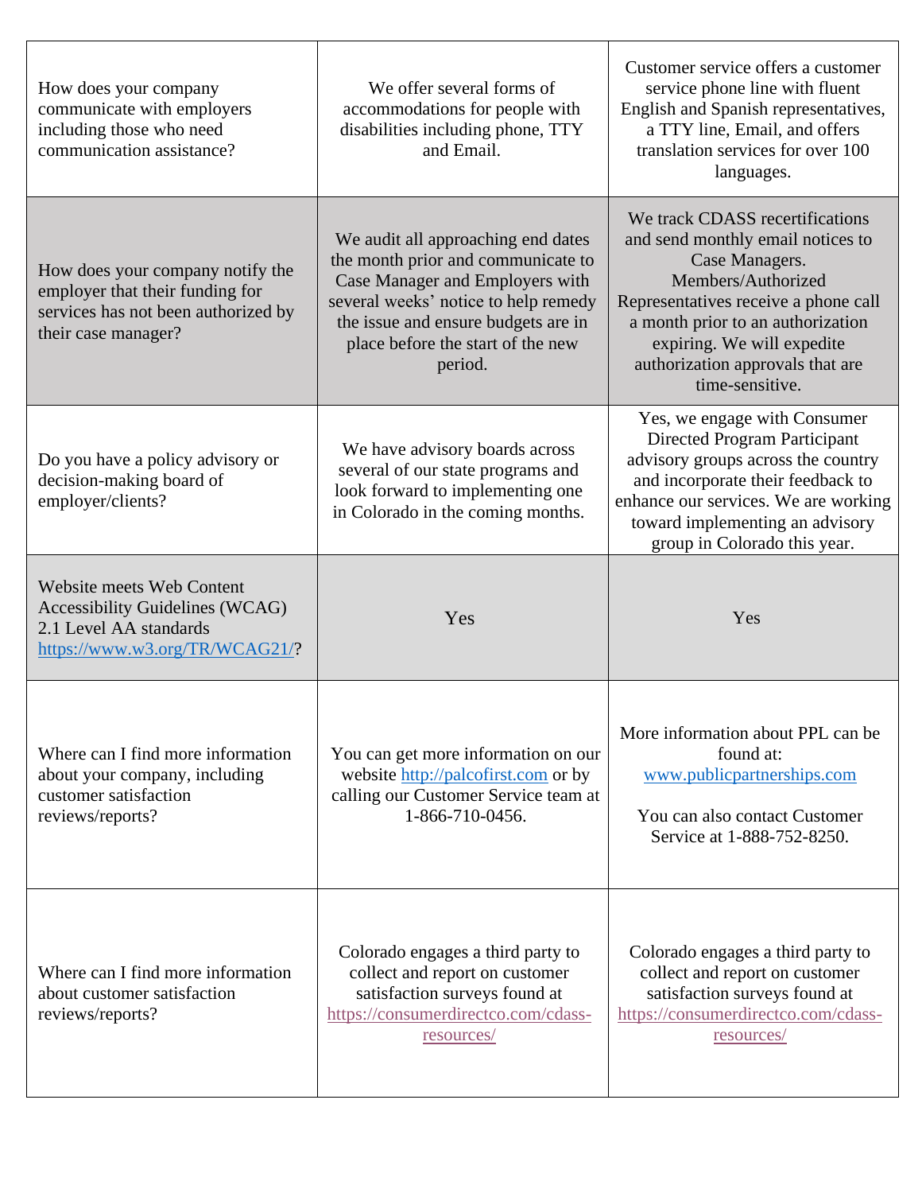| | | |
|---|---|---|
| How does your company communicate with employers including those who need communication assistance? | We offer several forms of accommodations for people with disabilities including phone, TTY and Email. | Customer service offers a customer service phone line with fluent English and Spanish representatives, a TTY line, Email, and offers translation services for over 100 languages. |
| How does your company notify the employer that their funding for services has not been authorized by their case manager? | We audit all approaching end dates the month prior and communicate to Case Manager and Employers with several weeks' notice to help remedy the issue and ensure budgets are in place before the start of the new period. | We track CDASS recertifications and send monthly email notices to Case Managers. Members/Authorized Representatives receive a phone call a month prior to an authorization expiring. We will expedite authorization approvals that are time-sensitive. |
| Do you have a policy advisory or decision-making board of employer/clients? | We have advisory boards across several of our state programs and look forward to implementing one in Colorado in the coming months. | Yes, we engage with Consumer Directed Program Participant advisory groups across the country and incorporate their feedback to enhance our services. We are working toward implementing an advisory group in Colorado this year. |
| Website meets Web Content Accessibility Guidelines (WCAG) 2.1 Level AA standards https://www.w3.org/TR/WCAG21/? | Yes | Yes |
| Where can I find more information about your company, including customer satisfaction reviews/reports? | You can get more information on our website http://palcofirst.com or by calling our Customer Service team at 1-866-710-0456. | More information about PPL can be found at: www.publicpartnerships.com<br><br>You can also contact Customer Service at 1-888-752-8250. |
| Where can I find more information about customer satisfaction reviews/reports? | Colorado engages a third party to collect and report on customer satisfaction surveys found at https://consumerdirectco.com/cdass-resources/ | Colorado engages a third party to collect and report on customer satisfaction surveys found at https://consumerdirectco.com/cdass-resources/ |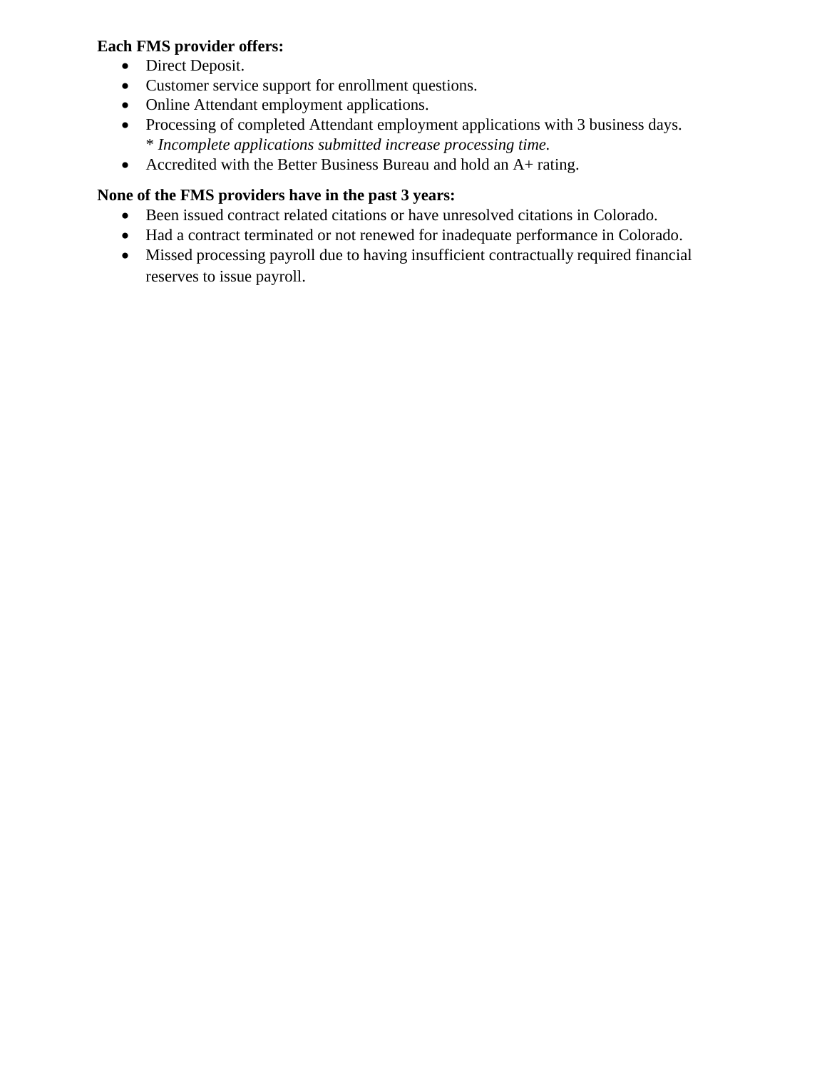**Each FMS provider offers:**

- Direct Deposit.
- Customer service support for enrollment questions.
- Online Attendant employment applications.
- Processing of completed Attendant employment applications with 3 business days.
  * *Incomplete applications submitted increase processing time.*
- Accredited with the Better Business Bureau and hold an A+ rating.

**None of the FMS providers have in the past 3 years:**

- Been issued contract related citations or have unresolved citations in Colorado.
- Had a contract terminated or not renewed for inadequate performance in Colorado.
- Missed processing payroll due to having insufficient contractually required financial reserves to issue payroll.